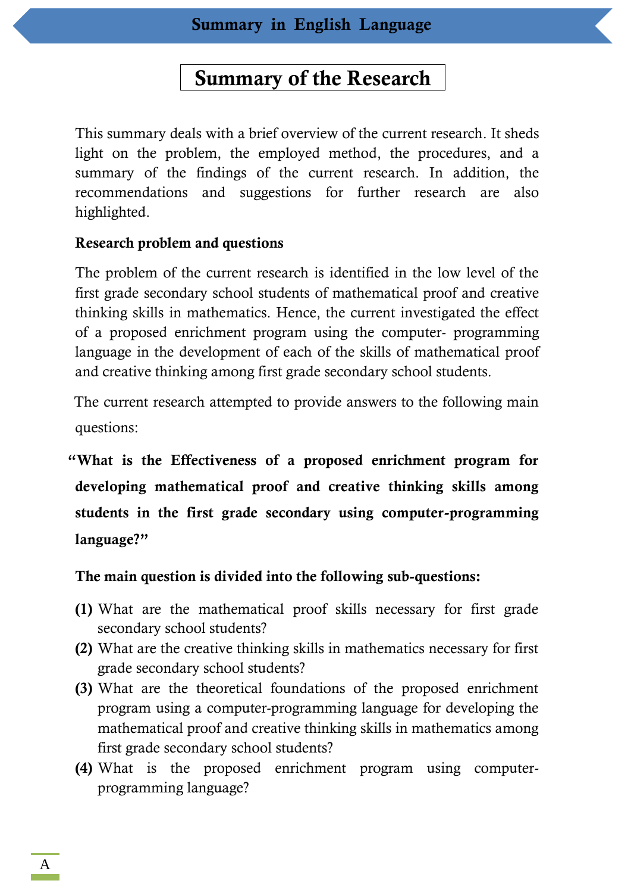# Summary in English Language

## Summary of the Research

This summary deals with a brief overview of the current research. It sheds light on the problem, the employed method, the procedures, and a summary of the findings of the current research. In addition, the recommendations and suggestions for further research are also highlighted.

**Research problem and questions**

The problem of the current research is identified in the low level of the first grade secondary school students of mathematical proof and creative thinking skills in mathematics. Hence, the current investigated the effect of a proposed enrichment program using the computer- programming language in the development of each of the skills of mathematical proof and creative thinking among first grade secondary school students.

The current research attempted to provide answers to the following main questions:

**"What is the Effectiveness of a proposed enrichment program for developing mathematical proof and creative thinking skills among students in the first grade secondary using computer-programming language?"**

**The main question is divided into the following sub-questions:**

**(1)** What are the mathematical proof skills necessary for first grade secondary school students?

**(2)** What are the creative thinking skills in mathematics necessary for first grade secondary school students?

**(3)** What are the theoretical foundations of the proposed enrichment program using a computer-programming language for developing the mathematical proof and creative thinking skills in mathematics among first grade secondary school students?

**(4)** What is the proposed enrichment program using computer-programming language?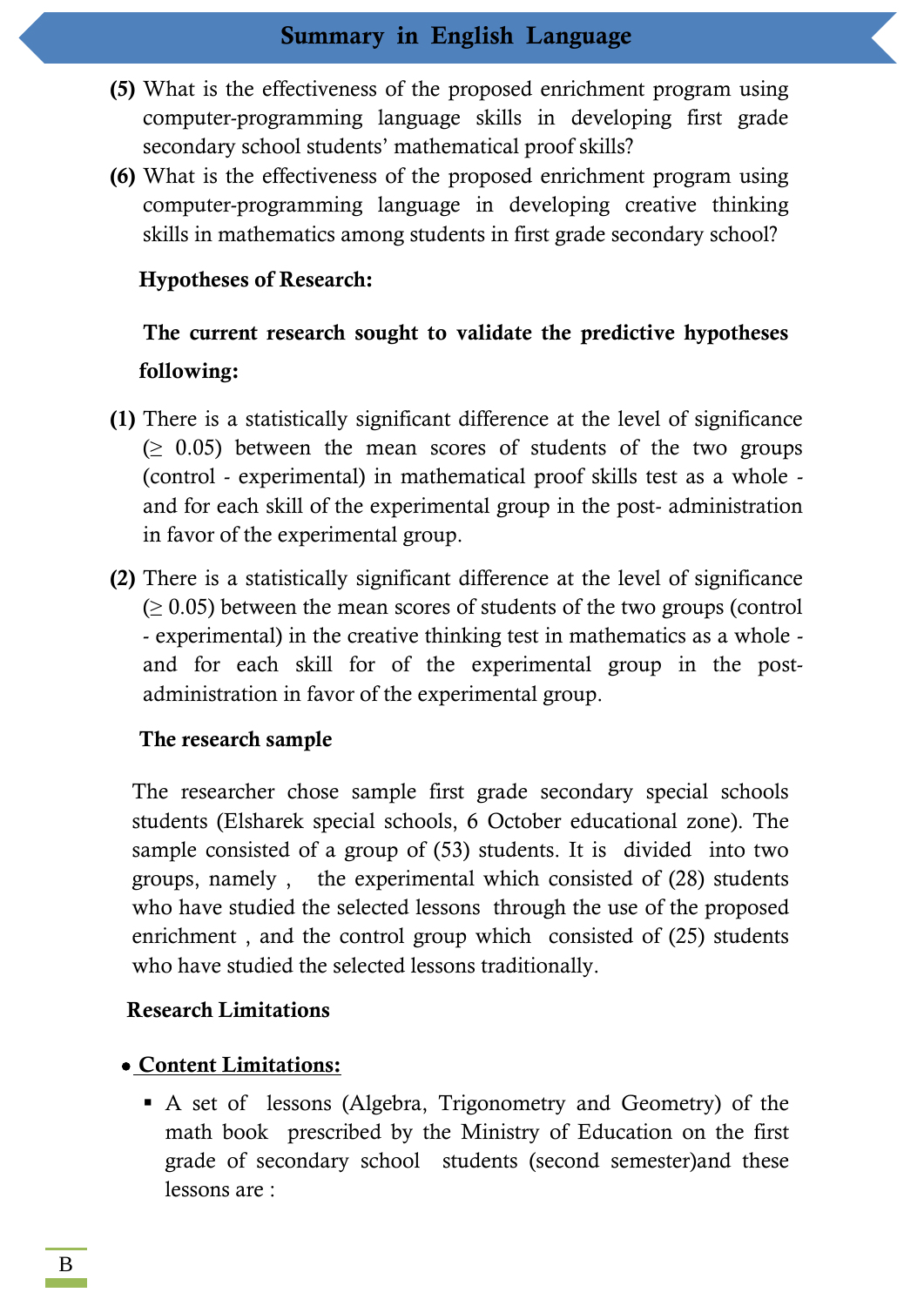(5) What is the effectiveness of the proposed enrichment program using computer-programming language skills in developing first grade secondary school students' mathematical proof skills?

(6) What is the effectiveness of the proposed enrichment program using computer-programming language in developing creative thinking skills in mathematics among students in first grade secondary school?

**Hypotheses of Research:**

**The current research sought to validate the predictive hypotheses following:**

(1) There is a statistically significant difference at the level of significance (≥ 0.05) between the mean scores of students of the two groups (control - experimental) in mathematical proof skills test as a whole - and for each skill of the experimental group in the post- administration in favor of the experimental group.

(2) There is a statistically significant difference at the level of significance (≥ 0.05) between the mean scores of students of the two groups (control - experimental) in the creative thinking test in mathematics as a whole - and for each skill for of the experimental group in the post-administration in favor of the experimental group.

**The research sample**

The researcher chose sample first grade secondary special schools students (Elsharek special schools, 6 October educational zone). The sample consisted of a group of (53) students. It is divided into two groups, namely , the experimental which consisted of (28) students who have studied the selected lessons through the use of the proposed enrichment , and the control group which consisted of (25) students who have studied the selected lessons traditionally.

**Research Limitations**

- **Content Limitations:**
  - A set of lessons (Algebra, Trigonometry and Geometry) of the math book prescribed by the Ministry of Education on the first grade of secondary school students (second semester)and these lessons are :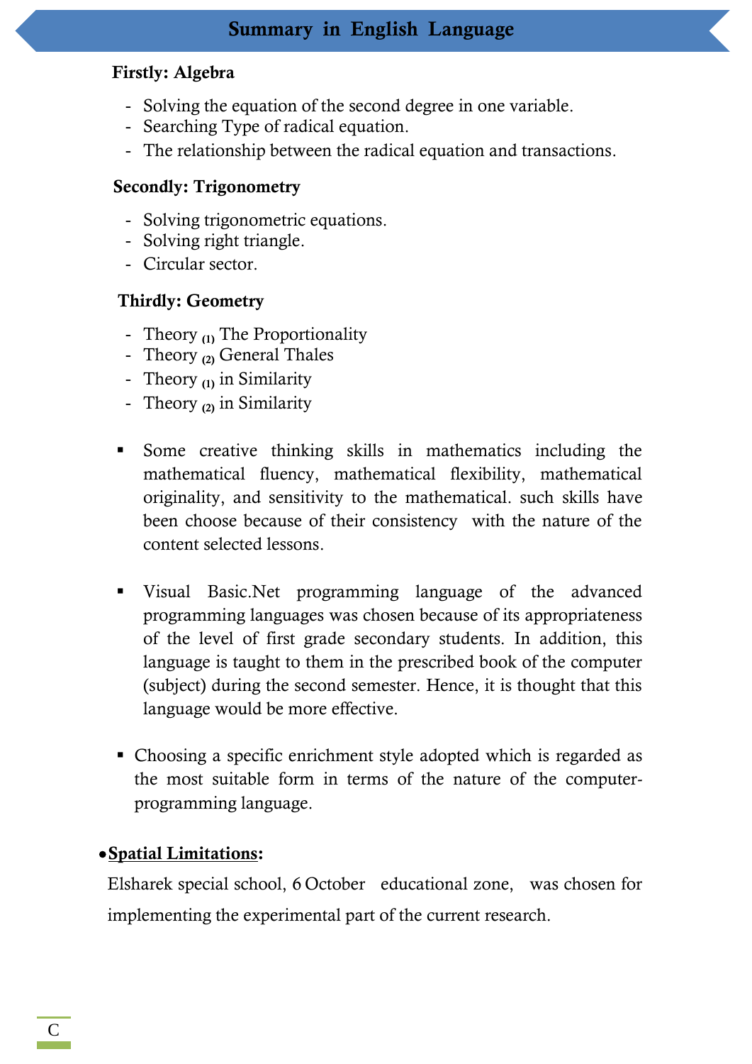## Summary in English Language

**Firstly: Algebra**

- Solving the equation of the second degree in one variable.
- Searching Type of radical equation.
- The relationship between the radical equation and transactions.

**Secondly: Trigonometry**

- Solving trigonometric equations.
- Solving right triangle.
- Circular sector.

**Thirdly: Geometry**

- Theory $_{(1)}$ The Proportionality
- Theory $_{(2)}$ General Thales
- Theory $_{(1)}$ in Similarity
- Theory $_{(2)}$ in Similarity

- Some creative thinking skills in mathematics including the mathematical fluency, mathematical flexibility, mathematical originality, and sensitivity to the mathematical. such skills have been choose because of their consistency with the nature of the content selected lessons.

- Visual Basic.Net programming language of the advanced programming languages was chosen because of its appropriateness of the level of first grade secondary students. In addition, this language is taught to them in the prescribed book of the computer (subject) during the second semester. Hence, it is thought that this language would be more effective.

- Choosing a specific enrichment style adopted which is regarded as the most suitable form in terms of the nature of the computer-programming language.

- **Spatial Limitations:**

Elsharek special school, 6 October educational zone, was chosen for implementing the experimental part of the current research.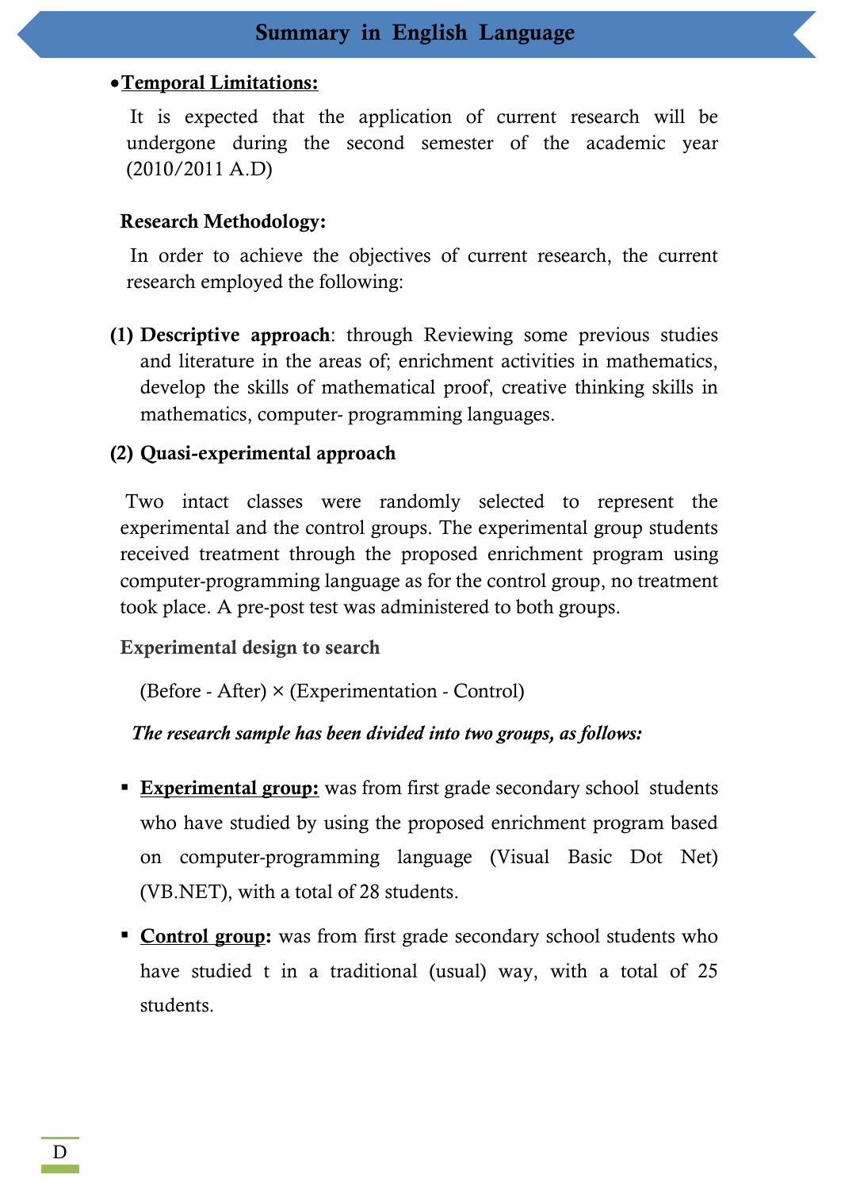## Summary in English Language

- **Temporal Limitations:**

It is expected that the application of current research will be undergone during the second semester of the academic year (2010/2011 A.D)

**Research Methodology:**

In order to achieve the objectives of current research, the current research employed the following:

**(1) Descriptive approach**: through Reviewing some previous studies and literature in the areas of; enrichment activities in mathematics, develop the skills of mathematical proof, creative thinking skills in mathematics, computer- programming languages.

**(2) Quasi-experimental approach**

Two intact classes were randomly selected to represent the experimental and the control groups. The experimental group students received treatment through the proposed enrichment program using computer-programming language as for the control group, no treatment took place. A pre-post test was administered to both groups.

**Experimental design to search**

(Before - After) × (Experimentation - Control)

***The research sample has been divided into two groups, as follows:***

- **Experimental group:** was from first grade secondary school students who have studied by using the proposed enrichment program based on computer-programming language (Visual Basic Dot Net) (VB.NET), with a total of 28 students.
- **Control group:** was from first grade secondary school students who have studied t in a traditional (usual) way, with a total of 25 students.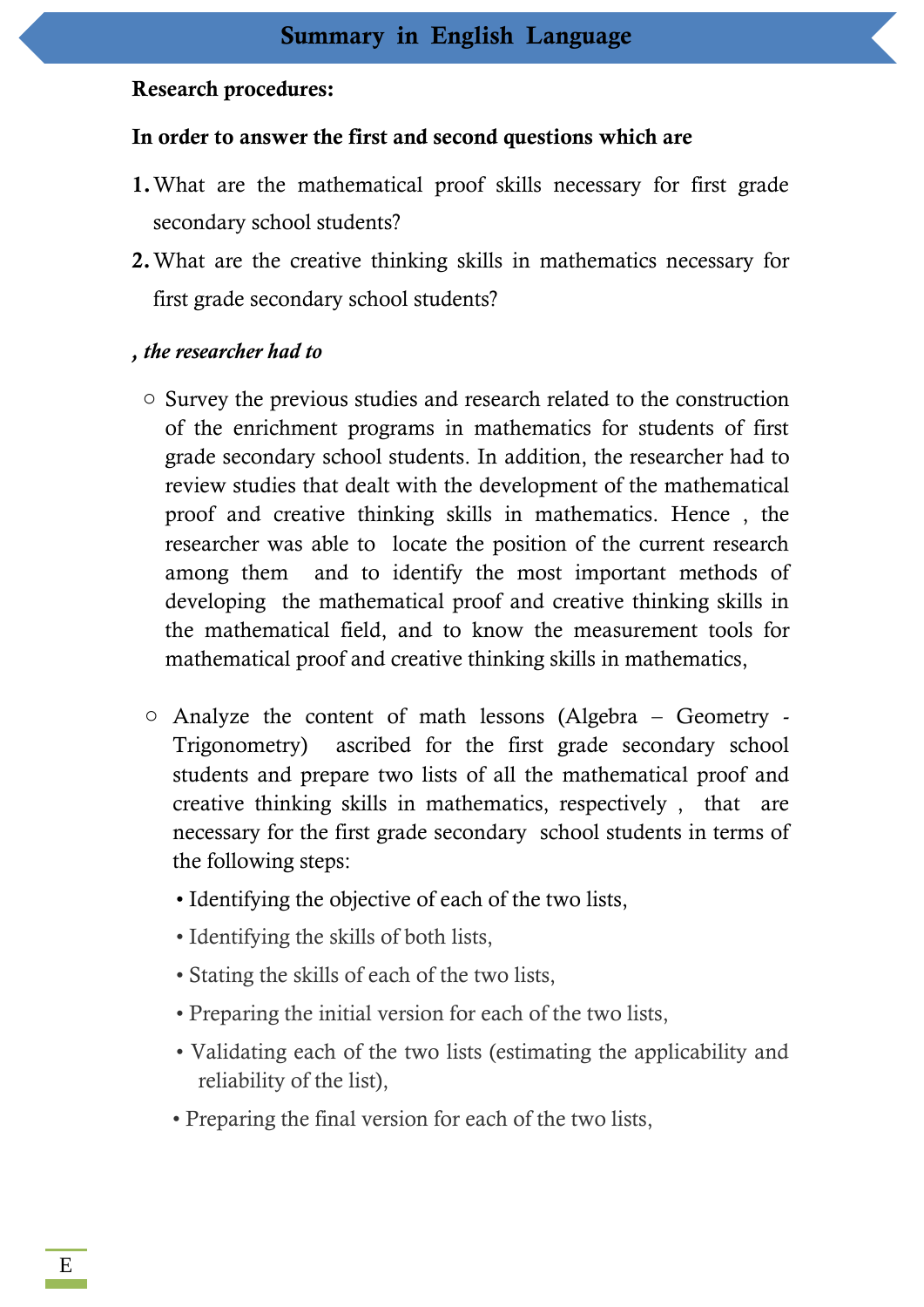# Summary in English Language

**Research procedures:**

**In order to answer the first and second questions which are**

1. What are the mathematical proof skills necessary for first grade secondary school students?
2. What are the creative thinking skills in mathematics necessary for first grade secondary school students?

***, the researcher had to***

- Survey the previous studies and research related to the construction of the enrichment programs in mathematics for students of first grade secondary school students. In addition, the researcher had to review studies that dealt with the development of the mathematical proof and creative thinking skills in mathematics. Hence , the researcher was able to locate the position of the current research among them and to identify the most important methods of developing the mathematical proof and creative thinking skills in the mathematical field, and to know the measurement tools for mathematical proof and creative thinking skills in mathematics,

- Analyze the content of math lessons (Algebra – Geometry - Trigonometry) ascribed for the first grade secondary school students and prepare two lists of all the mathematical proof and creative thinking skills in mathematics, respectively , that are necessary for the first grade secondary school students in terms of the following steps:
  - Identifying the objective of each of the two lists,
  - Identifying the skills of both lists,
  - Stating the skills of each of the two lists,
  - Preparing the initial version for each of the two lists,
  - Validating each of the two lists (estimating the applicability and reliability of the list),
  - Preparing the final version for each of the two lists,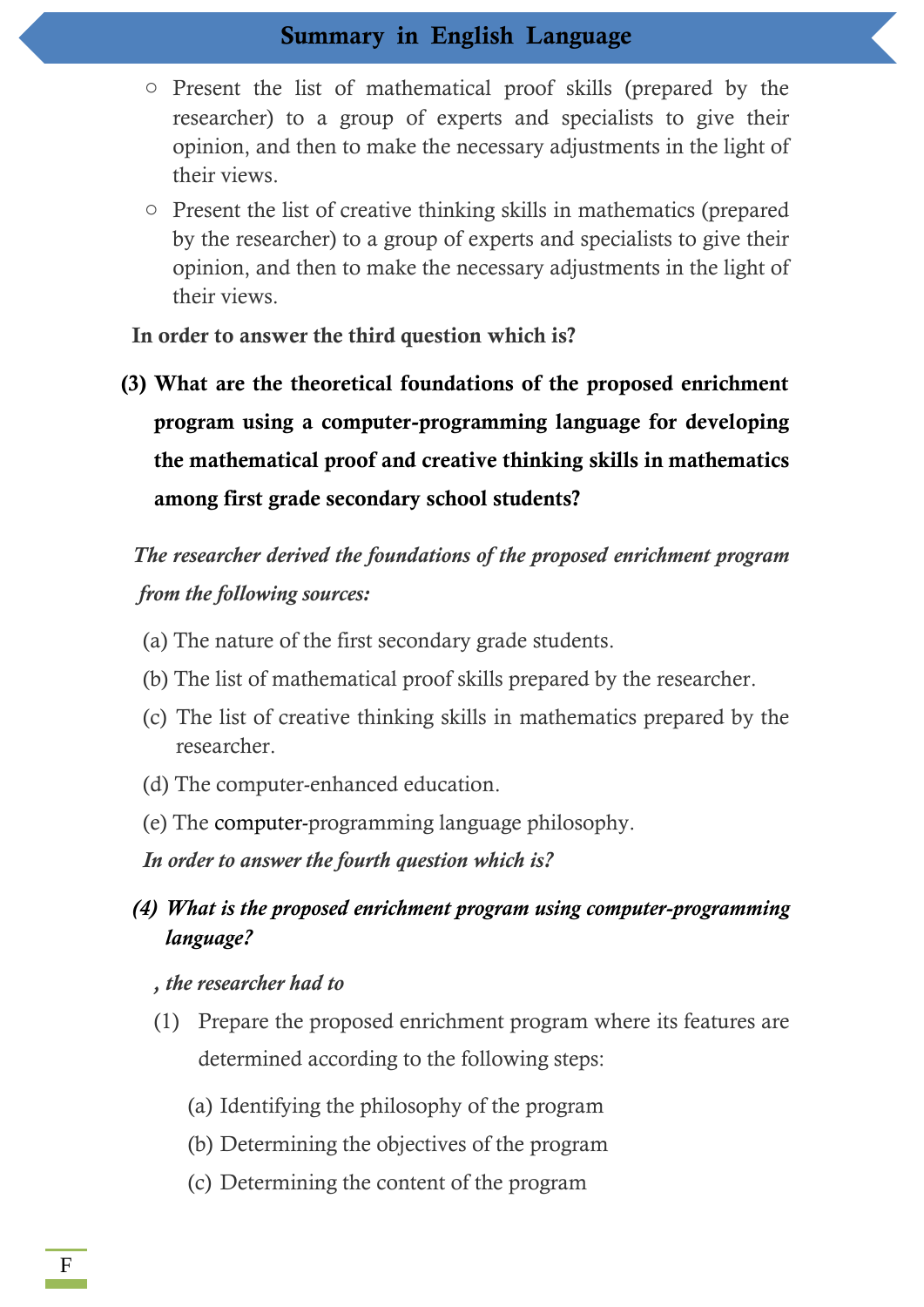- Present the list of mathematical proof skills (prepared by the researcher) to a group of experts and specialists to give their opinion, and then to make the necessary adjustments in the light of their views.
- Present the list of creative thinking skills in mathematics (prepared by the researcher) to a group of experts and specialists to give their opinion, and then to make the necessary adjustments in the light of their views.

**In order to answer the third question which is?**

**(3) What are the theoretical foundations of the proposed enrichment program using a computer-programming language for developing the mathematical proof and creative thinking skills in mathematics among first grade secondary school students?**

***The researcher derived the foundations of the proposed enrichment program from the following sources:***

(a) The nature of the first secondary grade students.

(b) The list of mathematical proof skills prepared by the researcher.

(c) The list of creative thinking skills in mathematics prepared by the researcher.

(d) The computer-enhanced education.

(e) The computer-programming language philosophy.

***In order to answer the fourth question which is?***

***(4) What is the proposed enrichment program using computer-programming language?***

***, the researcher had to***

(1) Prepare the proposed enrichment program where its features are determined according to the following steps:

(a) Identifying the philosophy of the program

(b) Determining the objectives of the program

(c) Determining the content of the program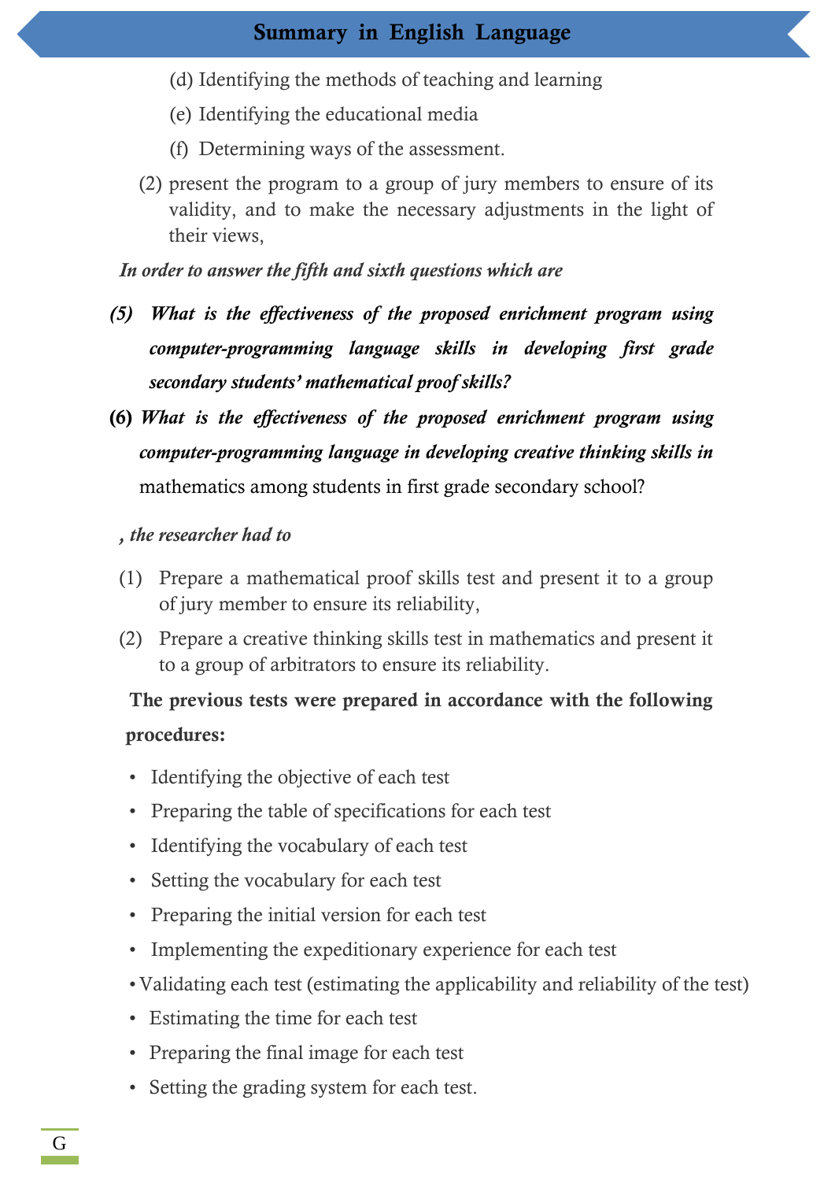(d) Identifying the methods of teaching and learning

(e) Identifying the educational media

(f) Determining ways of the assessment.

(2) present the program to a group of jury members to ensure of its validity, and to make the necessary adjustments in the light of their views,

*In order to answer the fifth and sixth questions which are*

**(5)** ***What is the effectiveness of the proposed enrichment program using computer-programming language skills in developing first grade secondary students' mathematical proof skills?***

**(6)** ***What is the effectiveness of the proposed enrichment program using computer-programming language in developing creative thinking skills in*** mathematics among students in first grade secondary school?

*, the researcher had to*

(1) Prepare a mathematical proof skills test and present it to a group of jury member to ensure its reliability,

(2) Prepare a creative thinking skills test in mathematics and present it to a group of arbitrators to ensure its reliability.

**The previous tests were prepared in accordance with the following procedures:**

- Identifying the objective of each test
- Preparing the table of specifications for each test
- Identifying the vocabulary of each test
- Setting the vocabulary for each test
- Preparing the initial version for each test
- Implementing the expeditionary experience for each test
- Validating each test (estimating the applicability and reliability of the test)
- Estimating the time for each test
- Preparing the final image for each test
- Setting the grading system for each test.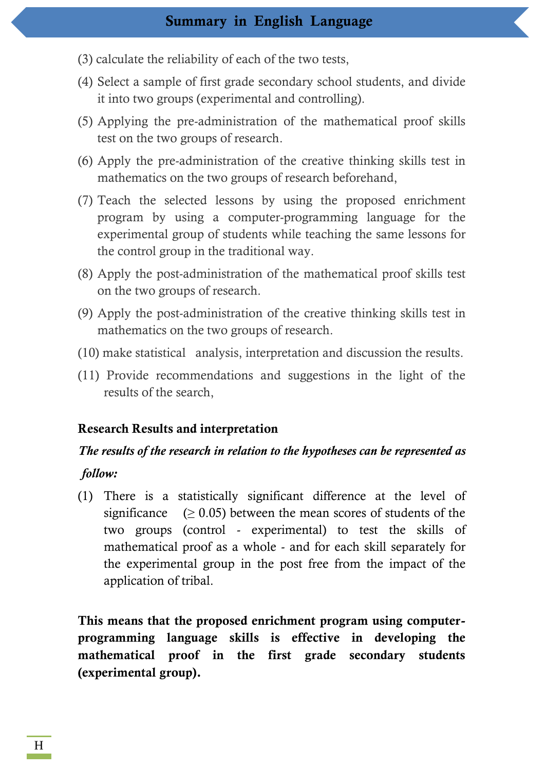(3) calculate the reliability of each of the two tests,

(4) Select a sample of first grade secondary school students, and divide it into two groups (experimental and controlling).

(5) Applying the pre-administration of the mathematical proof skills test on the two groups of research.

(6) Apply the pre-administration of the creative thinking skills test in mathematics on the two groups of research beforehand,

(7) Teach the selected lessons by using the proposed enrichment program by using a computer-programming language for the experimental group of students while teaching the same lessons for the control group in the traditional way.

(8) Apply the post-administration of the mathematical proof skills test on the two groups of research.

(9) Apply the post-administration of the creative thinking skills test in mathematics on the two groups of research.

(10) make statistical analysis, interpretation and discussion the results.

(11) Provide recommendations and suggestions in the light of the results of the search,

**Research Results and interpretation**

***The results of the research in relation to the hypotheses can be represented as follow:***

(1) There is a statistically significant difference at the level of significance ($\geq 0.05$) between the mean scores of students of the two groups (control - experimental) to test the skills of mathematical proof as a whole - and for each skill separately for the experimental group in the post free from the impact of the application of tribal.

**This means that the proposed enrichment program using computer-programming language skills is effective in developing the mathematical proof in the first grade secondary students (experimental group).**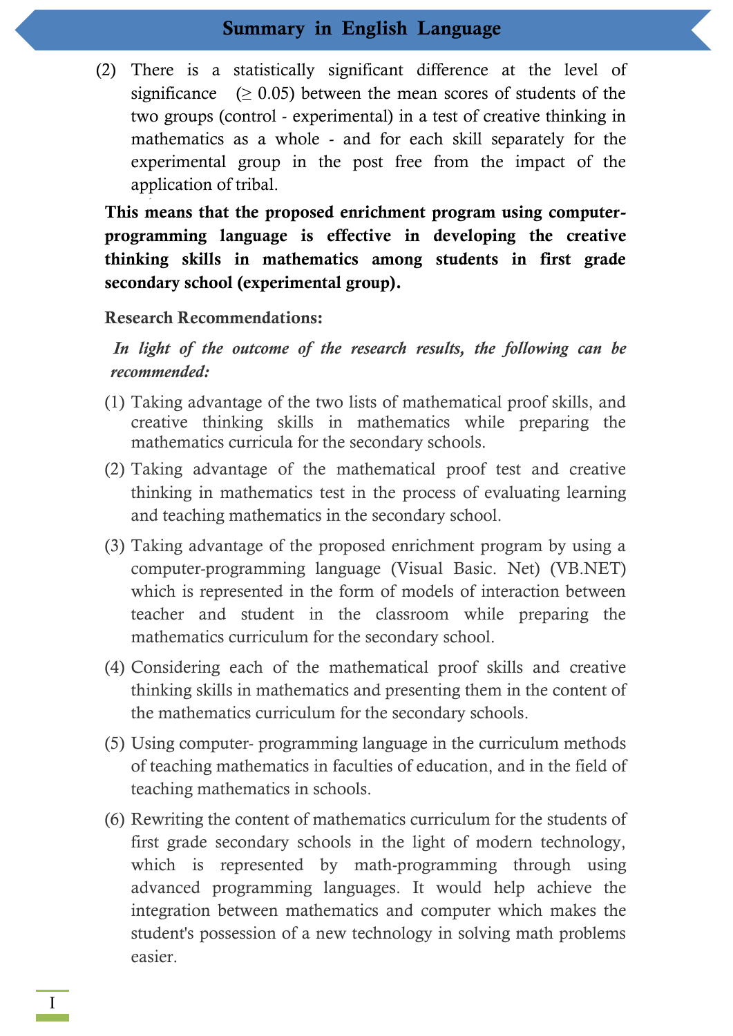## Summary in English Language

(2) There is a statistically significant difference at the level of significance ($\geq 0.05$) between the mean scores of students of the two groups (control - experimental) in a test of creative thinking in mathematics as a whole - and for each skill separately for the experimental group in the post free from the impact of the application of tribal.

**This means that the proposed enrichment program using computer-programming language is effective in developing the creative thinking skills in mathematics among students in first grade secondary school (experimental group).**

**Research Recommendations:**

***In light of the outcome of the research results, the following can be recommended:***

(1) Taking advantage of the two lists of mathematical proof skills, and creative thinking skills in mathematics while preparing the mathematics curricula for the secondary schools.

(2) Taking advantage of the mathematical proof test and creative thinking in mathematics test in the process of evaluating learning and teaching mathematics in the secondary school.

(3) Taking advantage of the proposed enrichment program by using a computer-programming language (Visual Basic. Net) (VB.NET) which is represented in the form of models of interaction between teacher and student in the classroom while preparing the mathematics curriculum for the secondary school.

(4) Considering each of the mathematical proof skills and creative thinking skills in mathematics and presenting them in the content of the mathematics curriculum for the secondary schools.

(5) Using computer- programming language in the curriculum methods of teaching mathematics in faculties of education, and in the field of teaching mathematics in schools.

(6) Rewriting the content of mathematics curriculum for the students of first grade secondary schools in the light of modern technology, which is represented by math-programming through using advanced programming languages. It would help achieve the integration between mathematics and computer which makes the student's possession of a new technology in solving math problems easier.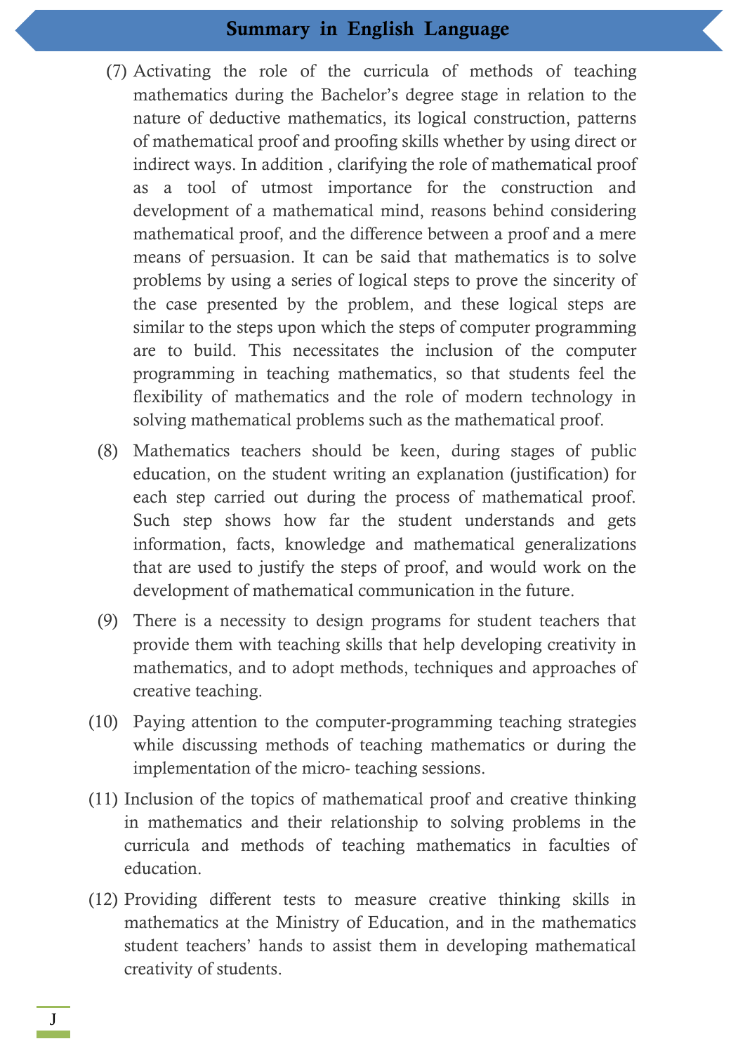## Summary in English Language

(7) Activating the role of the curricula of methods of teaching mathematics during the Bachelor's degree stage in relation to the nature of deductive mathematics, its logical construction, patterns of mathematical proof and proofing skills whether by using direct or indirect ways. In addition , clarifying the role of mathematical proof as a tool of utmost importance for the construction and development of a mathematical mind, reasons behind considering mathematical proof, and the difference between a proof and a mere means of persuasion. It can be said that mathematics is to solve problems by using a series of logical steps to prove the sincerity of the case presented by the problem, and these logical steps are similar to the steps upon which the steps of computer programming are to build. This necessitates the inclusion of the computer programming in teaching mathematics, so that students feel the flexibility of mathematics and the role of modern technology in solving mathematical problems such as the mathematical proof.

(8) Mathematics teachers should be keen, during stages of public education, on the student writing an explanation (justification) for each step carried out during the process of mathematical proof. Such step shows how far the student understands and gets information, facts, knowledge and mathematical generalizations that are used to justify the steps of proof, and would work on the development of mathematical communication in the future.

(9) There is a necessity to design programs for student teachers that provide them with teaching skills that help developing creativity in mathematics, and to adopt methods, techniques and approaches of creative teaching.

(10) Paying attention to the computer-programming teaching strategies while discussing methods of teaching mathematics or during the implementation of the micro- teaching sessions.

(11) Inclusion of the topics of mathematical proof and creative thinking in mathematics and their relationship to solving problems in the curricula and methods of teaching mathematics in faculties of education.

(12) Providing different tests to measure creative thinking skills in mathematics at the Ministry of Education, and in the mathematics student teachers' hands to assist them in developing mathematical creativity of students.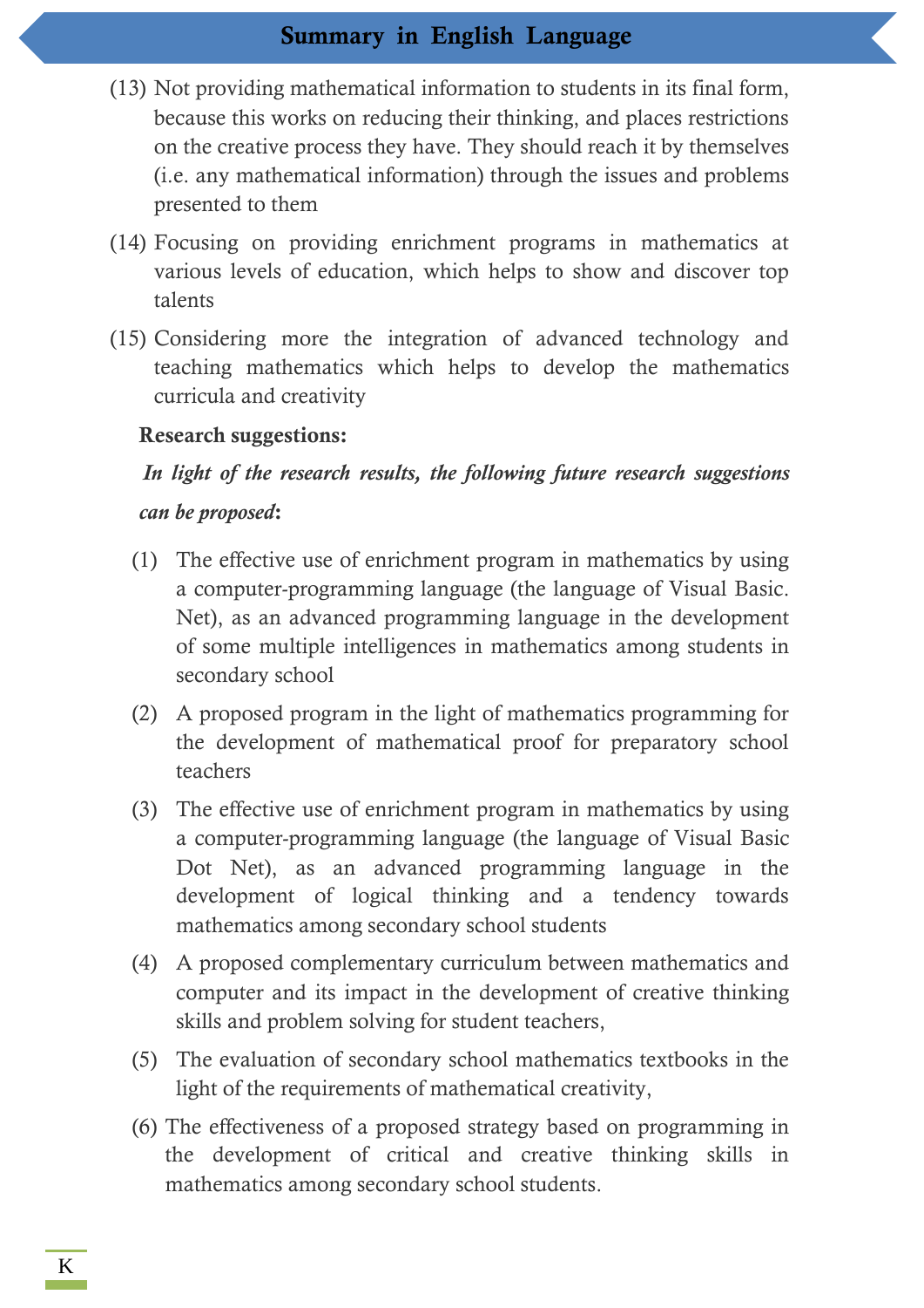(13) Not providing mathematical information to students in its final form, because this works on reducing their thinking, and places restrictions on the creative process they have. They should reach it by themselves (i.e. any mathematical information) through the issues and problems presented to them

(14) Focusing on providing enrichment programs in mathematics at various levels of education, which helps to show and discover top talents

(15) Considering more the integration of advanced technology and teaching mathematics which helps to develop the mathematics curricula and creativity

**Research suggestions:**

***In light of the research results, the following future research suggestions can be proposed*:**

(1) The effective use of enrichment program in mathematics by using a computer-programming language (the language of Visual Basic. Net), as an advanced programming language in the development of some multiple intelligences in mathematics among students in secondary school

(2) A proposed program in the light of mathematics programming for the development of mathematical proof for preparatory school teachers

(3) The effective use of enrichment program in mathematics by using a computer-programming language (the language of Visual Basic Dot Net), as an advanced programming language in the development of logical thinking and a tendency towards mathematics among secondary school students

(4) A proposed complementary curriculum between mathematics and computer and its impact in the development of creative thinking skills and problem solving for student teachers,

(5) The evaluation of secondary school mathematics textbooks in the light of the requirements of mathematical creativity,

(6) The effectiveness of a proposed strategy based on programming in the development of critical and creative thinking skills in mathematics among secondary school students.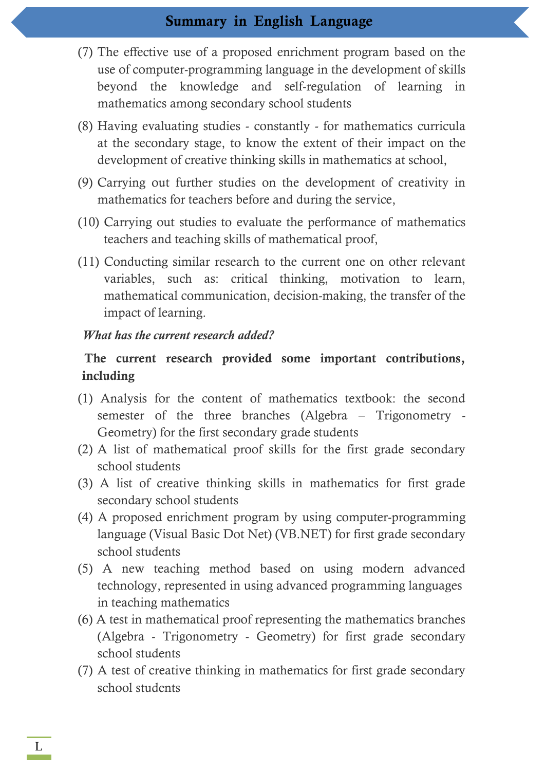(7) The effective use of a proposed enrichment program based on the use of computer-programming language in the development of skills beyond the knowledge and self-regulation of learning in mathematics among secondary school students

(8) Having evaluating studies - constantly - for mathematics curricula at the secondary stage, to know the extent of their impact on the development of creative thinking skills in mathematics at school,

(9) Carrying out further studies on the development of creativity in mathematics for teachers before and during the service,

(10) Carrying out studies to evaluate the performance of mathematics teachers and teaching skills of mathematical proof,

(11) Conducting similar research to the current one on other relevant variables, such as: critical thinking, motivation to learn, mathematical communication, decision-making, the transfer of the impact of learning.

***What has the current research added?***

**The current research provided some important contributions, including**

(1) Analysis for the content of mathematics textbook: the second semester of the three branches (Algebra – Trigonometry - Geometry) for the first secondary grade students

(2) A list of mathematical proof skills for the first grade secondary school students

(3) A list of creative thinking skills in mathematics for first grade secondary school students

(4) A proposed enrichment program by using computer-programming language (Visual Basic Dot Net) (VB.NET) for first grade secondary school students

(5) A new teaching method based on using modern advanced technology, represented in using advanced programming languages in teaching mathematics

(6) A test in mathematical proof representing the mathematics branches (Algebra - Trigonometry - Geometry) for first grade secondary school students

(7) A test of creative thinking in mathematics for first grade secondary school students